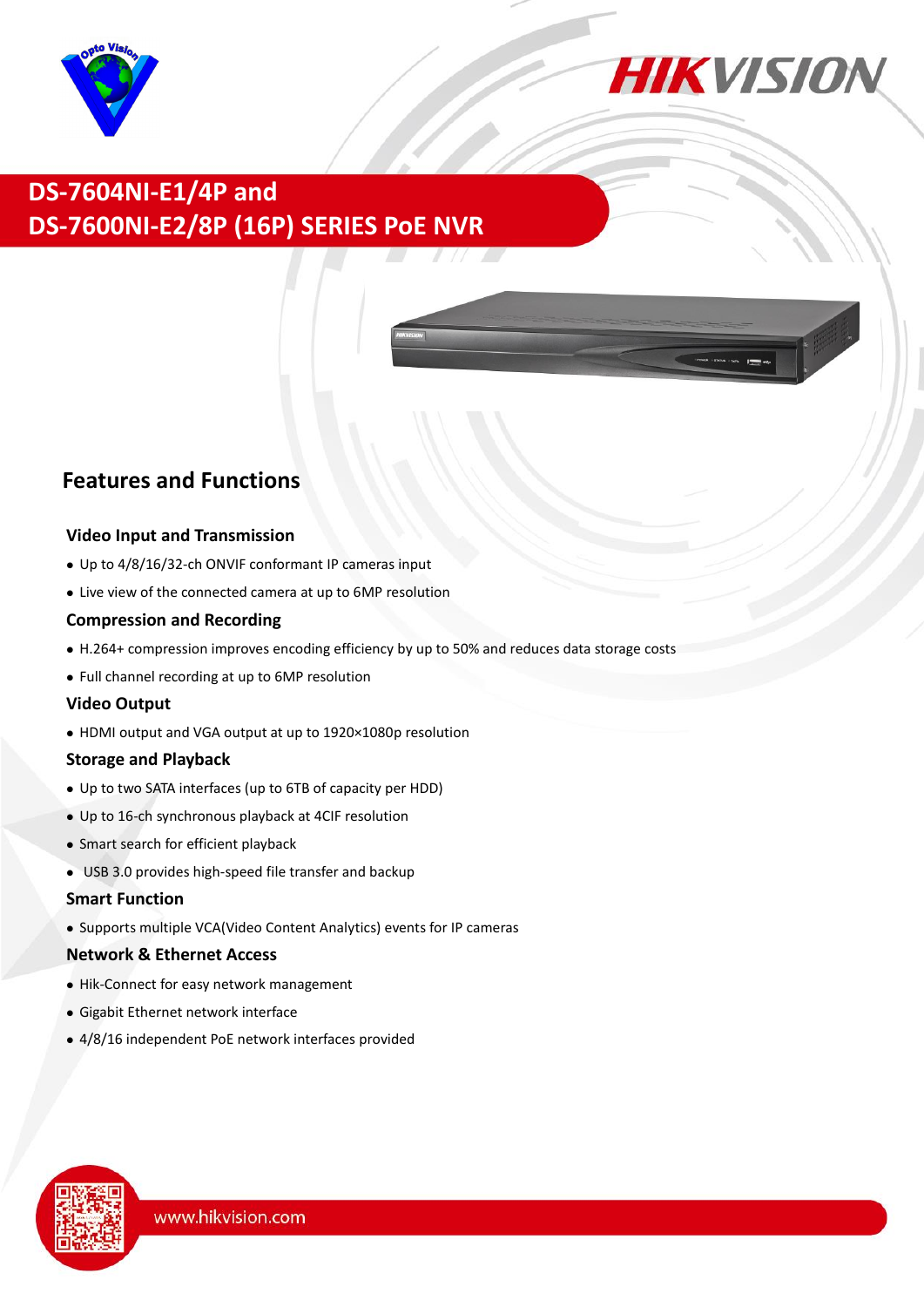# DS-7604NI-E1/4P and DS-7600NI-E2/8P (16P) SERIES PoE NVR

## Features and Functions

### Video Input and Transmission

- Up to 4/8/16/32-ch ONVIF conformant IP cameras input
- Live view of the connected camera at up to 6MP resolution

### Compression and Recording

- H.264+ compression improves encoding efficiency by up to 50% and reduces data storage costs
- Full channel recording at up to 6MP resolution

### Video Output

- HDMI output and VGA output at up to 1920×1080p resolution

### Storage and Playback

- Up to two SATA interfaces (up to 6TB of capacity per HDD)
- Up to 16-ch synchronous playback at 4CIF resolution
- Smart search for efficient playback
- USB 3.0 provides high-speed file transfer and backup

### Smart Function

- Supports multiple VCA(Video Content Analytics) events for IP cameras

### Network & Ethernet Access

- Hik-Connect for easy network management
- Gigabit Ethernet network interface
- 4/8/16 independent PoE network interfaces provided

www.hikvision.com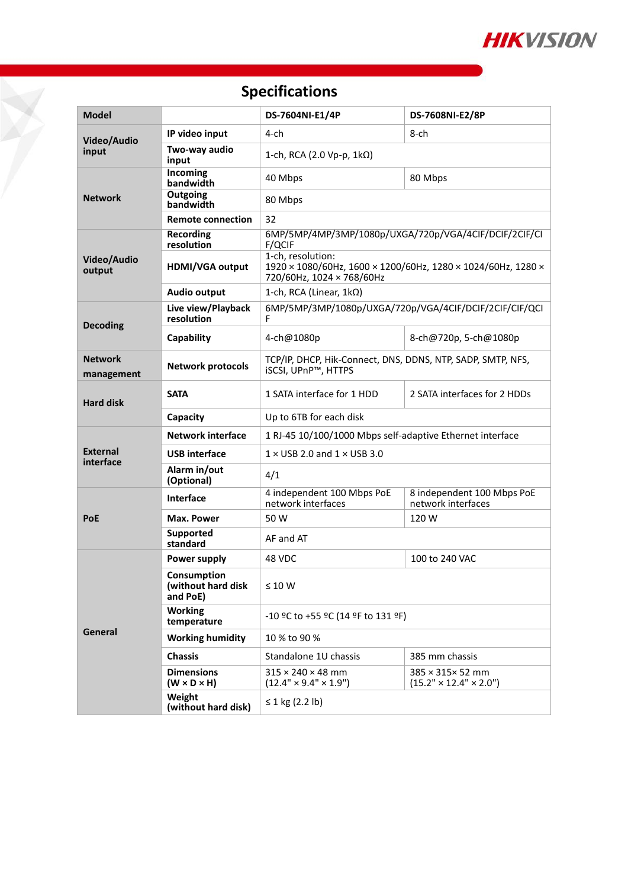## Specifications

| Model | | DS-7604NI-E1/4P | DS-7608NI-E2/8P |
|---|---|---|---|
| Video/Audio input | IP video input | 4-ch | 8-ch |
| | Two-way audio input | 1-ch, RCA (2.0 Vp-p, 1kΩ) | |
| Network | Incoming bandwidth | 40 Mbps | 80 Mbps |
| | Outgoing bandwidth | 80 Mbps | |
| | Remote connection | 32 | |
| Video/Audio output | Recording resolution | 6MP/5MP/4MP/3MP/1080p/UXGA/720p/VGA/4CIF/DCIF/2CIF/CIF/QCIF | |
| | HDMI/VGA output | 1-ch, resolution: 1920 × 1080/60Hz, 1600 × 1200/60Hz, 1280 × 1024/60Hz, 1280 × 720/60Hz, 1024 × 768/60Hz | |
| | Audio output | 1-ch, RCA (Linear, 1kΩ) | |
| Decoding | Live view/Playback resolution | 6MP/5MP/3MP/1080p/UXGA/720p/VGA/4CIF/DCIF/2CIF/CIF/QCIF | |
| | Capability | 4-ch@1080p | 8-ch@720p, 5-ch@1080p |
| Network management | Network protocols | TCP/IP, DHCP, Hik-Connect, DNS, DDNS, NTP, SADP, SMTP, NFS, iSCSI, UPnP™, HTTPS | |
| Hard disk | SATA | 1 SATA interface for 1 HDD | 2 SATA interfaces for 2 HDDs |
| | Capacity | Up to 6TB for each disk | |
| External interface | Network interface | 1 RJ-45 10/100/1000 Mbps self-adaptive Ethernet interface | |
| | USB interface | 1 × USB 2.0 and 1 × USB 3.0 | |
| | Alarm in/out (Optional) | 4/1 | |
| PoE | Interface | 4 independent 100 Mbps PoE network interfaces | 8 independent 100 Mbps PoE network interfaces |
| | Max. Power | 50 W | 120 W |
| | Supported standard | AF and AT | |
| General | Power supply | 48 VDC | 100 to 240 VAC |
| | Consumption (without hard disk and PoE) | ≤ 10 W | |
| | Working temperature | -10 ºC to +55 ºC (14 ºF to 131 ºF) | |
| | Working humidity | 10 % to 90 % | |
| | Chassis | Standalone 1U chassis | 385 mm chassis |
| | Dimensions (W × D × H) | 315 × 240 × 48 mm (12.4" × 9.4" × 1.9") | 385 × 315× 52 mm (15.2" × 12.4" × 2.0") |
| | Weight (without hard disk) | ≤ 1 kg (2.2 lb) | |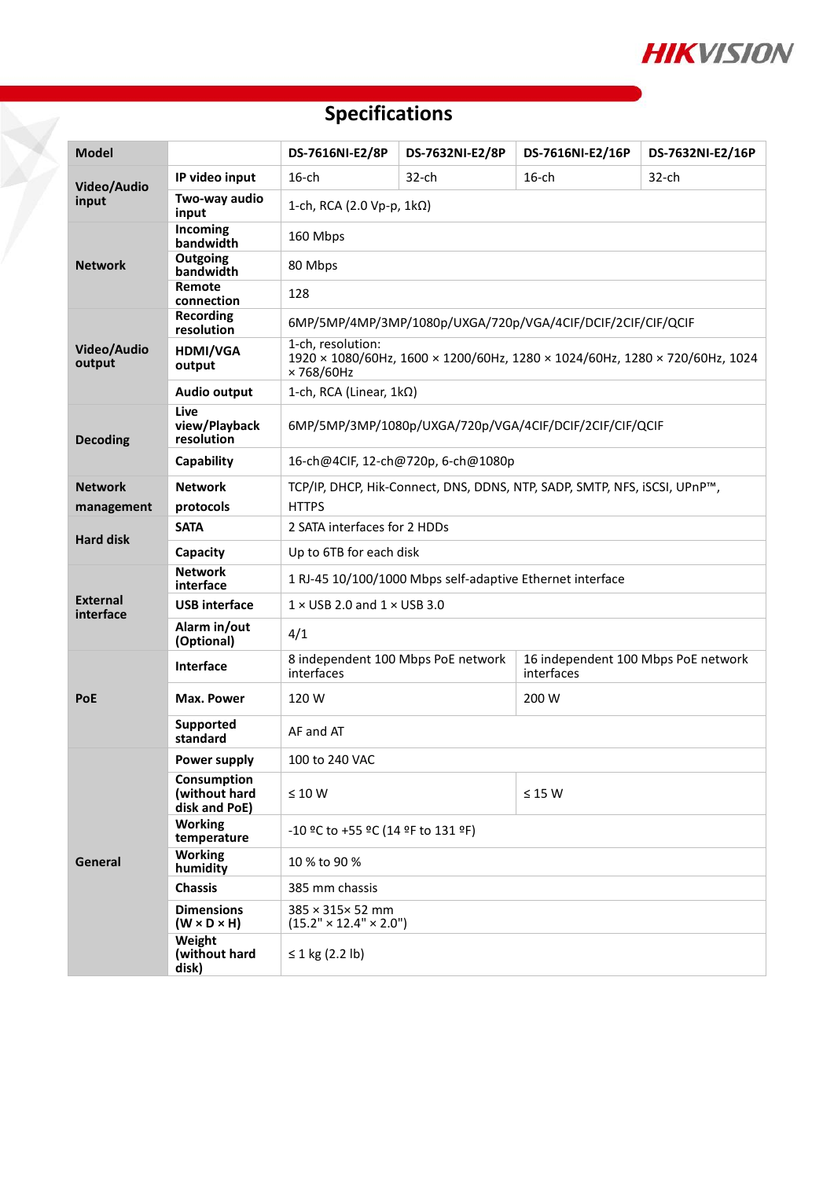# Specifications

| Model | | DS-7616NI-E2/8P | DS-7632NI-E2/8P | DS-7616NI-E2/16P | DS-7632NI-E2/16P |
|---|---|---|---|---|---|
| Video/Audio input | IP video input | 16-ch | 32-ch | 16-ch | 32-ch |
| | Two-way audio input | 1-ch, RCA (2.0 Vp-p, 1kΩ) | | | |
| Network | Incoming bandwidth | 160 Mbps | | | |
| | Outgoing bandwidth | 80 Mbps | | | |
| | Remote connection | 128 | | | |
| Video/Audio output | Recording resolution | 6MP/5MP/4MP/3MP/1080p/UXGA/720p/VGA/4CIF/DCIF/2CIF/CIF/QCIF | | | |
| | HDMI/VGA output | 1-ch, resolution: 1920 × 1080/60Hz, 1600 × 1200/60Hz, 1280 × 1024/60Hz, 1280 × 720/60Hz, 1024 × 768/60Hz | | | |
| | Audio output | 1-ch, RCA (Linear, 1kΩ) | | | |
| Decoding | Live view/Playback resolution | 6MP/5MP/3MP/1080p/UXGA/720p/VGA/4CIF/DCIF/2CIF/CIF/QCIF | | | |
| | Capability | 16-ch@4CIF, 12-ch@720p, 6-ch@1080p | | | |
| Network management | Network protocols | TCP/IP, DHCP, Hik-Connect, DNS, DDNS, NTP, SADP, SMTP, NFS, iSCSI, UPnP™, HTTPS | | | |
| Hard disk | SATA | 2 SATA interfaces for 2 HDDs | | | |
| | Capacity | Up to 6TB for each disk | | | |
| External interface | Network interface | 1 RJ-45 10/100/1000 Mbps self-adaptive Ethernet interface | | | |
| | USB interface | 1 × USB 2.0 and 1 × USB 3.0 | | | |
| | Alarm in/out (Optional) | 4/1 | | | |
| PoE | Interface | 8 independent 100 Mbps PoE network interfaces | | 16 independent 100 Mbps PoE network interfaces | |
| | Max. Power | 120 W | | 200 W | |
| | Supported standard | AF and AT | | | |
| General | Power supply | 100 to 240 VAC | | | |
| | Consumption (without hard disk and PoE) | ≤ 10 W | | ≤ 15 W | |
| | Working temperature | -10 ºC to +55 ºC (14 ºF to 131 ºF) | | | |
| | Working humidity | 10 % to 90 % | | | |
| | Chassis | 385 mm chassis | | | |
| | Dimensions (W × D × H) | 385 × 315× 52 mm (15.2" × 12.4" × 2.0") | | | |
| | Weight (without hard disk) | ≤ 1 kg (2.2 lb) | | | |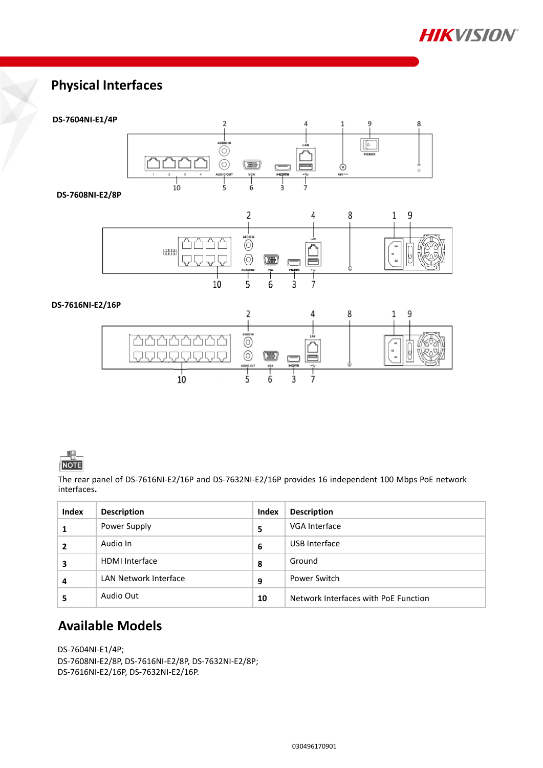## Physical Interfaces

**DS-7604NI-E1/4P**

2 4 1 9 8

AUDIO IN LAN POWER

1 2 3 4 AUDIO OUT VGA HDMI 48V

10 5 6 3 7

**DS-7608NI-E2/8P**

2 4 8 1 9

AUDIO IN LAN

AUDIO OUT VGA HDMI

10 5 6 3 7

**DS-7616NI-E2/16P**

2 4 8 1 9

AUDIO IN LAN

AUDIO OUT VGA HDMI

10 5 6 3 7

NOTE

The rear panel of DS-7616NI-E2/16P and DS-7632NI-E2/16P provides 16 independent 100 Mbps PoE network interfaces.

| Index | Description | Index | Description |
|---|---|---|---|
| **1** | Power Supply | **5** | VGA Interface |
| **2** | Audio In | **6** | USB Interface |
| **3** | HDMI Interface | **8** | Ground |
| **4** | LAN Network Interface | **9** | Power Switch |
| **5** | Audio Out | **10** | Network Interfaces with PoE Function |

## Available Models

DS-7604NI-E1/4P;
DS-7608NI-E2/8P, DS-7616NI-E2/8P, DS-7632NI-E2/8P;
DS-7616NI-E2/16P, DS-7632NI-E2/16P.

030496170901